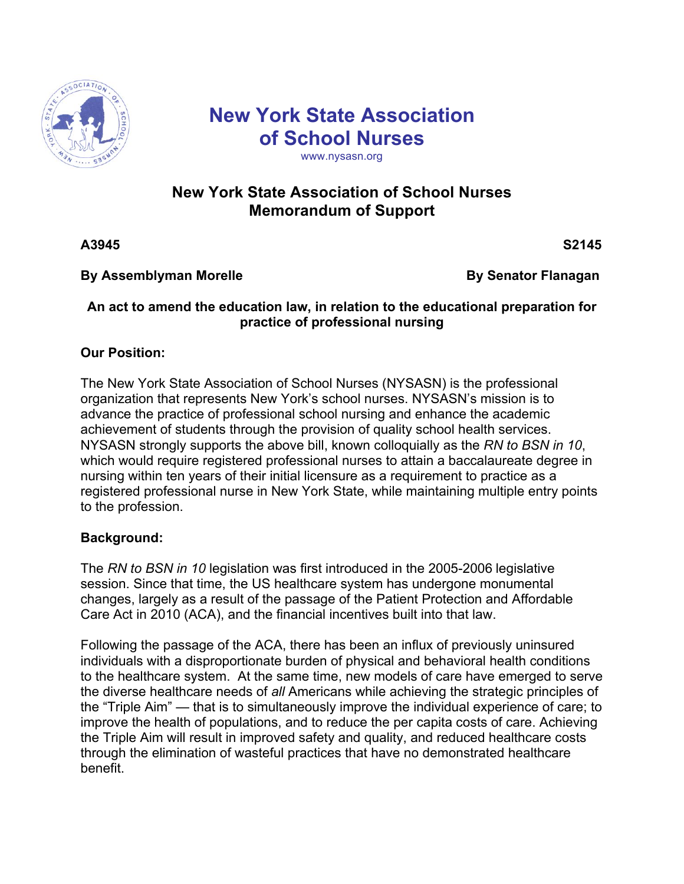# New York State Association of School Nurses

www.nysasn.org

## New York State Association of School Nurses Memorandum of Support

**A3945** **S2145**

**By Assemblyman Morelle** **By Senator Flanagan**

**An act to amend the education law, in relation to the educational preparation for practice of professional nursing**

**Our Position:**

The New York State Association of School Nurses (NYSASN) is the professional organization that represents New York's school nurses. NYSASN's mission is to advance the practice of professional school nursing and enhance the academic achievement of students through the provision of quality school health services. NYSASN strongly supports the above bill, known colloquially as the *RN to BSN in 10*, which would require registered professional nurses to attain a baccalaureate degree in nursing within ten years of their initial licensure as a requirement to practice as a registered professional nurse in New York State, while maintaining multiple entry points to the profession.

**Background:**

The *RN to BSN in 10* legislation was first introduced in the 2005-2006 legislative session. Since that time, the US healthcare system has undergone monumental changes, largely as a result of the passage of the Patient Protection and Affordable Care Act in 2010 (ACA), and the financial incentives built into that law.

Following the passage of the ACA, there has been an influx of previously uninsured individuals with a disproportionate burden of physical and behavioral health conditions to the healthcare system. At the same time, new models of care have emerged to serve the diverse healthcare needs of *all* Americans while achieving the strategic principles of the "Triple Aim" — that is to simultaneously improve the individual experience of care; to improve the health of populations, and to reduce the per capita costs of care. Achieving the Triple Aim will result in improved safety and quality, and reduced healthcare costs through the elimination of wasteful practices that have no demonstrated healthcare benefit.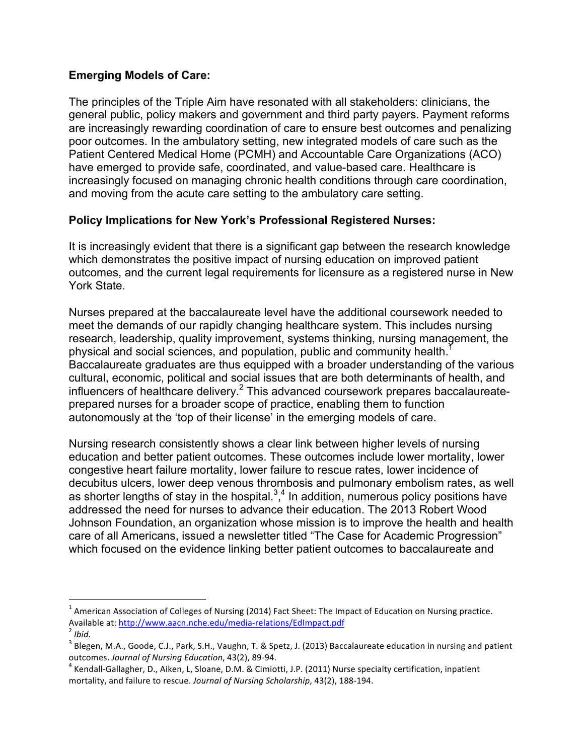**Emerging Models of Care:**

The principles of the Triple Aim have resonated with all stakeholders: clinicians, the general public, policy makers and government and third party payers. Payment reforms are increasingly rewarding coordination of care to ensure best outcomes and penalizing poor outcomes. In the ambulatory setting, new integrated models of care such as the Patient Centered Medical Home (PCMH) and Accountable Care Organizations (ACO) have emerged to provide safe, coordinated, and value-based care. Healthcare is increasingly focused on managing chronic health conditions through care coordination, and moving from the acute care setting to the ambulatory care setting.

**Policy Implications for New York's Professional Registered Nurses:**

It is increasingly evident that there is a significant gap between the research knowledge which demonstrates the positive impact of nursing education on improved patient outcomes, and the current legal requirements for licensure as a registered nurse in New York State.

Nurses prepared at the baccalaureate level have the additional coursework needed to meet the demands of our rapidly changing healthcare system. This includes nursing research, leadership, quality improvement, systems thinking, nursing management, the physical and social sciences, and population, public and community health.[1] Baccalaureate graduates are thus equipped with a broader understanding of the various cultural, economic, political and social issues that are both determinants of health, and influencers of healthcare delivery.[2] This advanced coursework prepares baccalaureate-prepared nurses for a broader scope of practice, enabling them to function autonomously at the 'top of their license' in the emerging models of care.

Nursing research consistently shows a clear link between higher levels of nursing education and better patient outcomes. These outcomes include lower mortality, lower congestive heart failure mortality, lower failure to rescue rates, lower incidence of decubitus ulcers, lower deep venous thrombosis and pulmonary embolism rates, as well as shorter lengths of stay in the hospital.[3],[4] In addition, numerous policy positions have addressed the need for nurses to advance their education. The 2013 Robert Wood Johnson Foundation, an organization whose mission is to improve the health and health care of all Americans, issued a newsletter titled "The Case for Academic Progression" which focused on the evidence linking better patient outcomes to baccalaureate and

[1] American Association of Colleges of Nursing (2014) Fact Sheet: The Impact of Education on Nursing practice. Available at: http://www.aacn.nche.edu/media-relations/EdImpact.pdf

[2] *Ibid.*

[3] Blegen, M.A., Goode, C.J., Park, S.H., Vaughn, T. & Spetz, J. (2013) Baccalaureate education in nursing and patient outcomes. *Journal of Nursing Education*, 43(2), 89-94.

[4] Kendall-Gallagher, D., Aiken, L, Sloane, D.M. & Cimiotti, J.P. (2011) Nurse specialty certification, inpatient mortality, and failure to rescue. *Journal of Nursing Scholarship*, 43(2), 188-194.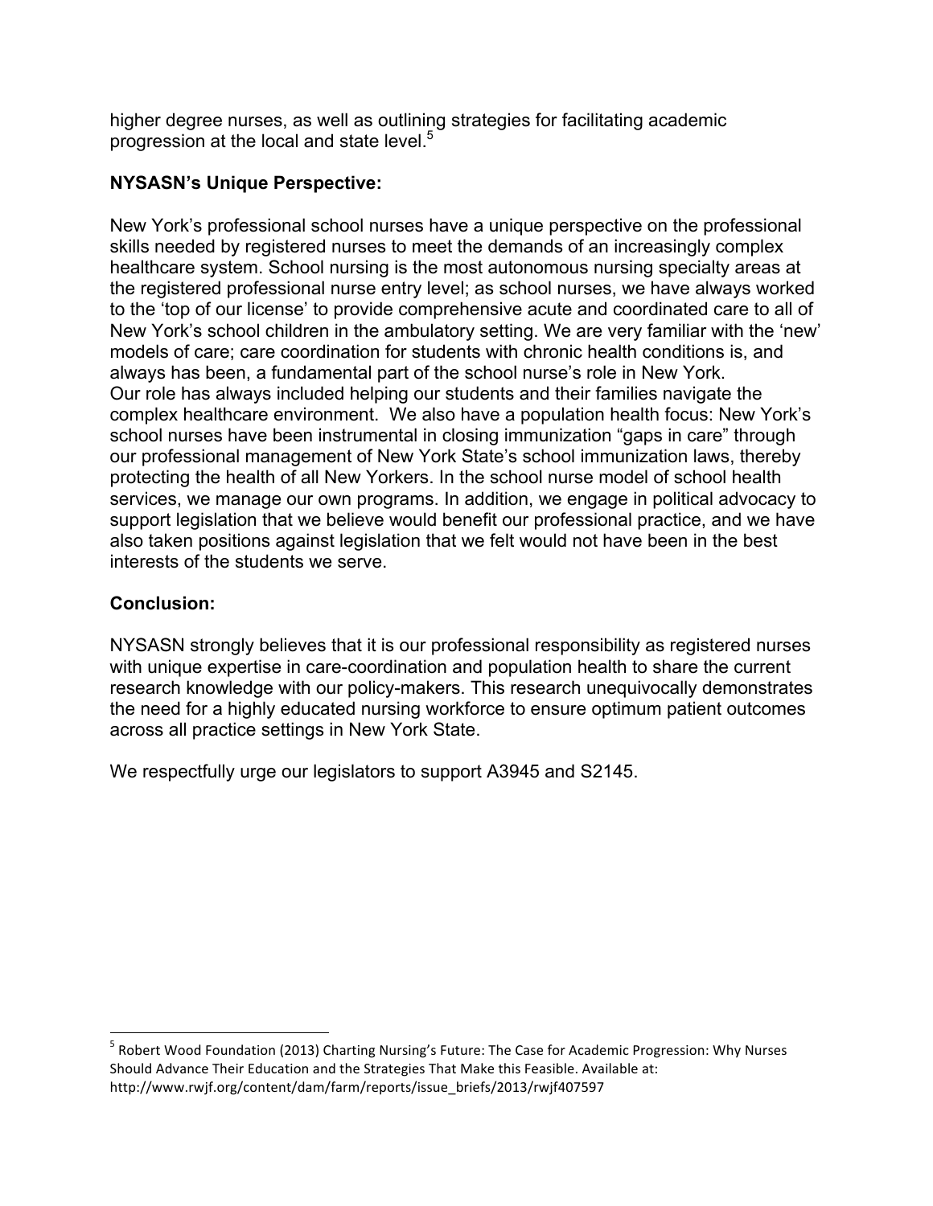higher degree nurses, as well as outlining strategies for facilitating academic progression at the local and state level.[5]

**NYSASN's Unique Perspective:**

New York's professional school nurses have a unique perspective on the professional skills needed by registered nurses to meet the demands of an increasingly complex healthcare system. School nursing is the most autonomous nursing specialty areas at the registered professional nurse entry level; as school nurses, we have always worked to the 'top of our license' to provide comprehensive acute and coordinated care to all of New York's school children in the ambulatory setting. We are very familiar with the 'new' models of care; care coordination for students with chronic health conditions is, and always has been, a fundamental part of the school nurse's role in New York. Our role has always included helping our students and their families navigate the complex healthcare environment. We also have a population health focus: New York's school nurses have been instrumental in closing immunization "gaps in care" through our professional management of New York State's school immunization laws, thereby protecting the health of all New Yorkers. In the school nurse model of school health services, we manage our own programs. In addition, we engage in political advocacy to support legislation that we believe would benefit our professional practice, and we have also taken positions against legislation that we felt would not have been in the best interests of the students we serve.

**Conclusion:**

NYSASN strongly believes that it is our professional responsibility as registered nurses with unique expertise in care-coordination and population health to share the current research knowledge with our policy-makers. This research unequivocally demonstrates the need for a highly educated nursing workforce to ensure optimum patient outcomes across all practice settings in New York State.

We respectfully urge our legislators to support A3945 and S2145.

---

[5] Robert Wood Foundation (2013) Charting Nursing's Future: The Case for Academic Progression: Why Nurses Should Advance Their Education and the Strategies That Make this Feasible. Available at: http://www.rwjf.org/content/dam/farm/reports/issue_briefs/2013/rwjf407597